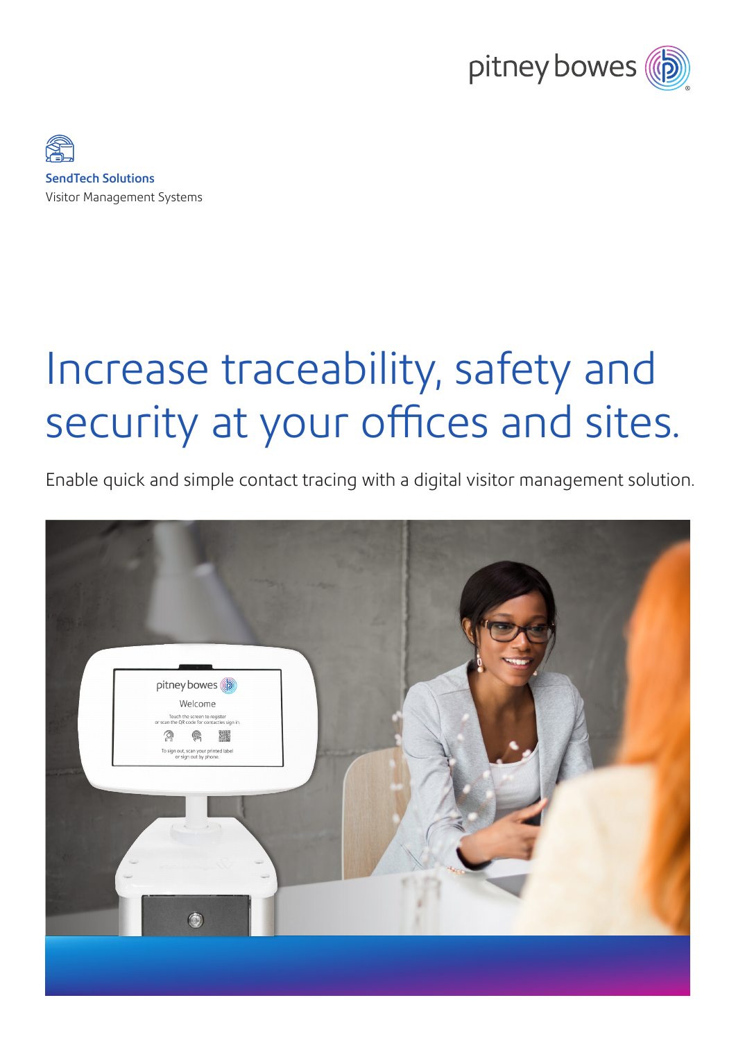**SendTech Solutions**
Visitor Management Systems

# Increase traceability, safety and security at your offices and sites.

Enable quick and simple contact tracing with a digital visitor management solution.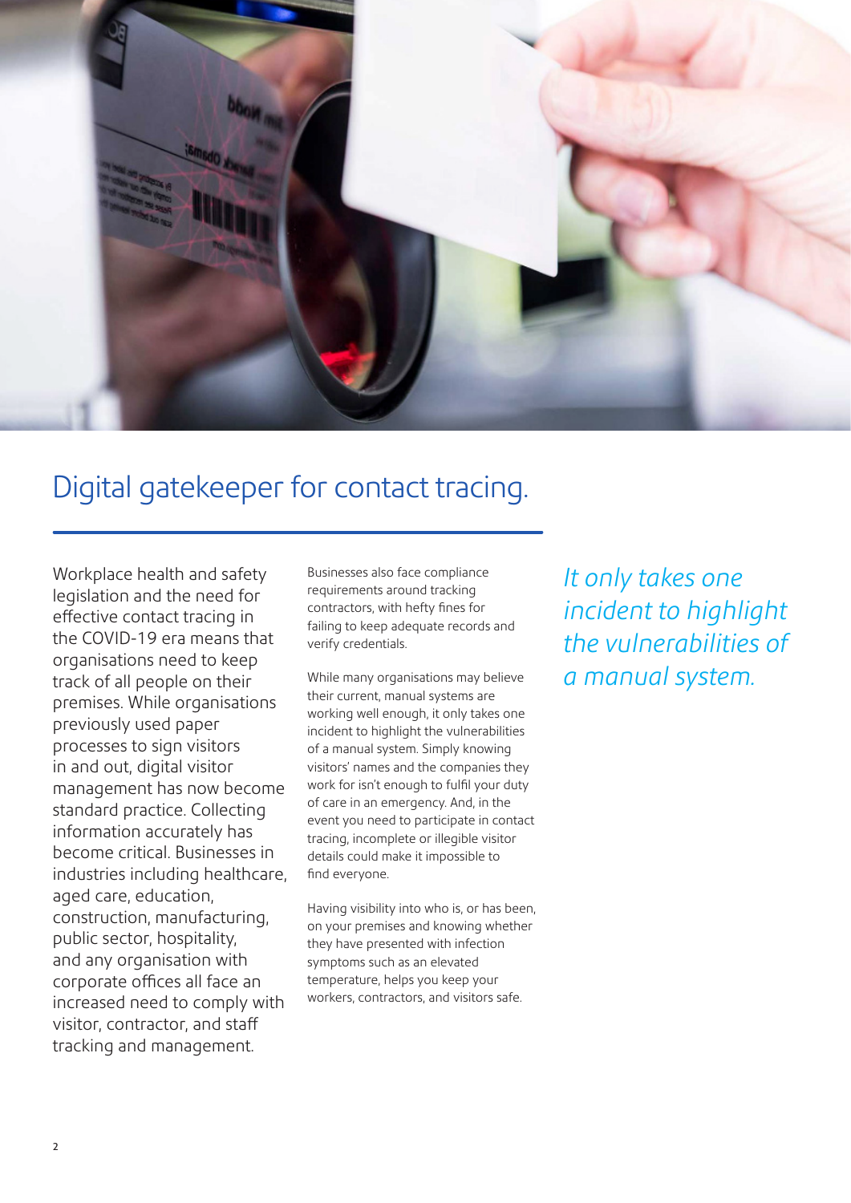# Digital gatekeeper for contact tracing.

Workplace health and safety legislation and the need for effective contact tracing in the COVID-19 era means that organisations need to keep track of all people on their premises. While organisations previously used paper processes to sign visitors in and out, digital visitor management has now become standard practice. Collecting information accurately has become critical. Businesses in industries including healthcare, aged care, education, construction, manufacturing, public sector, hospitality, and any organisation with corporate offices all face an increased need to comply with visitor, contractor, and staff tracking and management.

Businesses also face compliance requirements around tracking contractors, with hefty fines for failing to keep adequate records and verify credentials.

While many organisations may believe their current, manual systems are working well enough, it only takes one incident to highlight the vulnerabilities of a manual system. Simply knowing visitors' names and the companies they work for isn't enough to fulfil your duty of care in an emergency. And, in the event you need to participate in contact tracing, incomplete or illegible visitor details could make it impossible to find everyone.

Having visibility into who is, or has been, on your premises and knowing whether they have presented with infection symptoms such as an elevated temperature, helps you keep your workers, contractors, and visitors safe.

*It only takes one incident to highlight the vulnerabilities of a manual system.*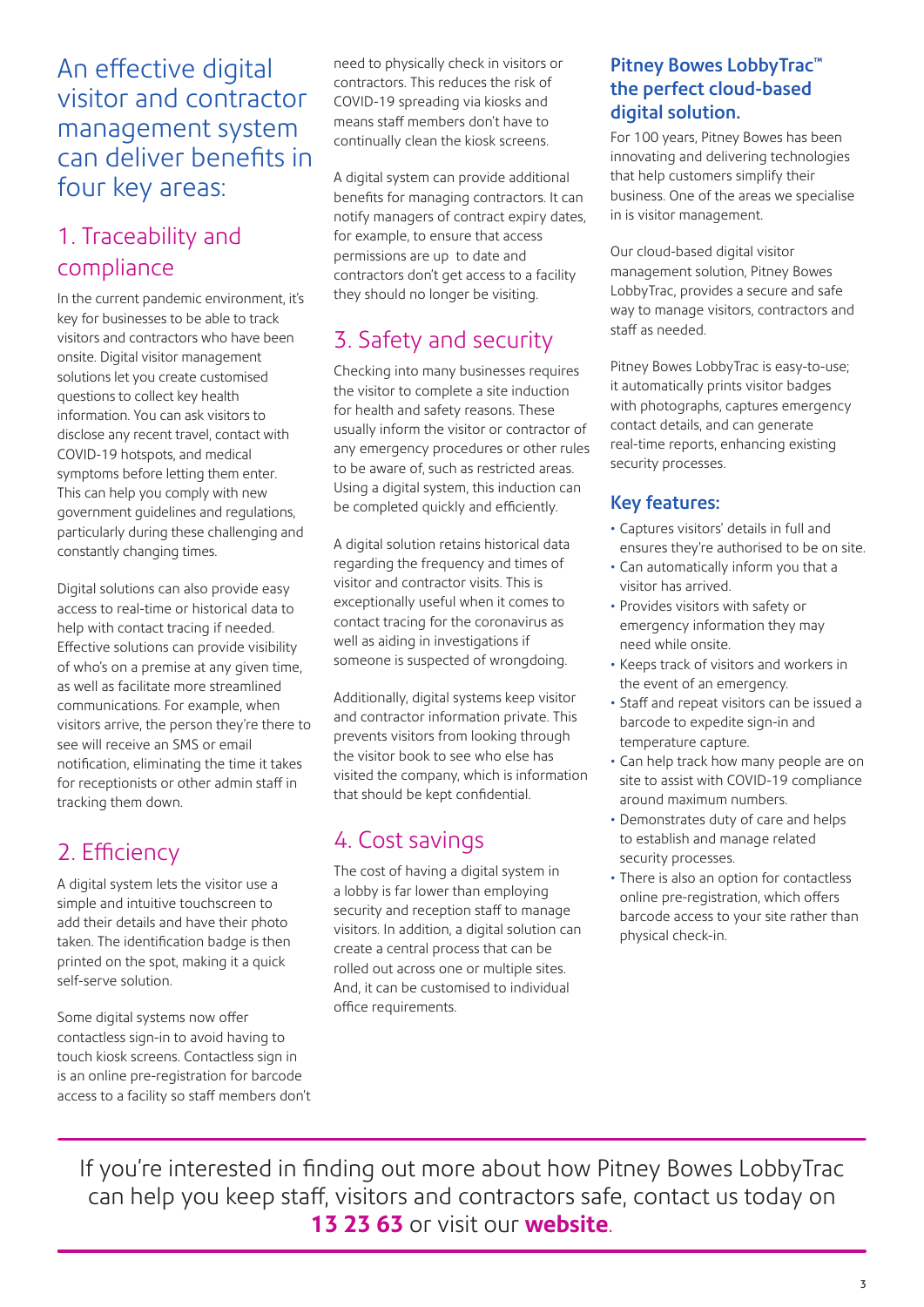# An effective digital visitor and contractor management system can deliver benefits in four key areas:

## 1. Traceability and compliance

In the current pandemic environment, it's key for businesses to be able to track visitors and contractors who have been onsite. Digital visitor management solutions let you create customised questions to collect key health information. You can ask visitors to disclose any recent travel, contact with COVID-19 hotspots, and medical symptoms before letting them enter. This can help you comply with new government guidelines and regulations, particularly during these challenging and constantly changing times.

Digital solutions can also provide easy access to real-time or historical data to help with contact tracing if needed. Effective solutions can provide visibility of who's on a premise at any given time, as well as facilitate more streamlined communications. For example, when visitors arrive, the person they're there to see will receive an SMS or email notification, eliminating the time it takes for receptionists or other admin staff in tracking them down.

## 2. Efficiency

A digital system lets the visitor use a simple and intuitive touchscreen to add their details and have their photo taken. The identification badge is then printed on the spot, making it a quick self-serve solution.

Some digital systems now offer contactless sign-in to avoid having to touch kiosk screens. Contactless sign in is an online pre-registration for barcode access to a facility so staff members don't need to physically check in visitors or contractors. This reduces the risk of COVID-19 spreading via kiosks and means staff members don't have to continually clean the kiosk screens.

A digital system can provide additional benefits for managing contractors. It can notify managers of contract expiry dates, for example, to ensure that access permissions are up to date and contractors don't get access to a facility they should no longer be visiting.

## 3. Safety and security

Checking into many businesses requires the visitor to complete a site induction for health and safety reasons. These usually inform the visitor or contractor of any emergency procedures or other rules to be aware of, such as restricted areas. Using a digital system, this induction can be completed quickly and efficiently.

A digital solution retains historical data regarding the frequency and times of visitor and contractor visits. This is exceptionally useful when it comes to contact tracing for the coronavirus as well as aiding in investigations if someone is suspected of wrongdoing.

Additionally, digital systems keep visitor and contractor information private. This prevents visitors from looking through the visitor book to see who else has visited the company, which is information that should be kept confidential.

## 4. Cost savings

The cost of having a digital system in a lobby is far lower than employing security and reception staff to manage visitors. In addition, a digital solution can create a central process that can be rolled out across one or multiple sites. And, it can be customised to individual office requirements.

## Pitney Bowes LobbyTrac™ the perfect cloud-based digital solution.

For 100 years, Pitney Bowes has been innovating and delivering technologies that help customers simplify their business. One of the areas we specialise in is visitor management.

Our cloud-based digital visitor management solution, Pitney Bowes LobbyTrac, provides a secure and safe way to manage visitors, contractors and staff as needed.

Pitney Bowes LobbyTrac is easy-to-use; it automatically prints visitor badges with photographs, captures emergency contact details, and can generate real-time reports, enhancing existing security processes.

### Key features:

- Captures visitors' details in full and ensures they're authorised to be on site.
- Can automatically inform you that a visitor has arrived.
- Provides visitors with safety or emergency information they may need while onsite.
- Keeps track of visitors and workers in the event of an emergency.
- Staff and repeat visitors can be issued a barcode to expedite sign-in and temperature capture.
- Can help track how many people are on site to assist with COVID-19 compliance around maximum numbers.
- Demonstrates duty of care and helps to establish and manage related security processes.
- There is also an option for contactless online pre-registration, which offers barcode access to your site rather than physical check-in.

---

If you're interested in finding out more about how Pitney Bowes LobbyTrac can help you keep staff, visitors and contractors safe, contact us today on **13 23 63** or visit our **website**.

---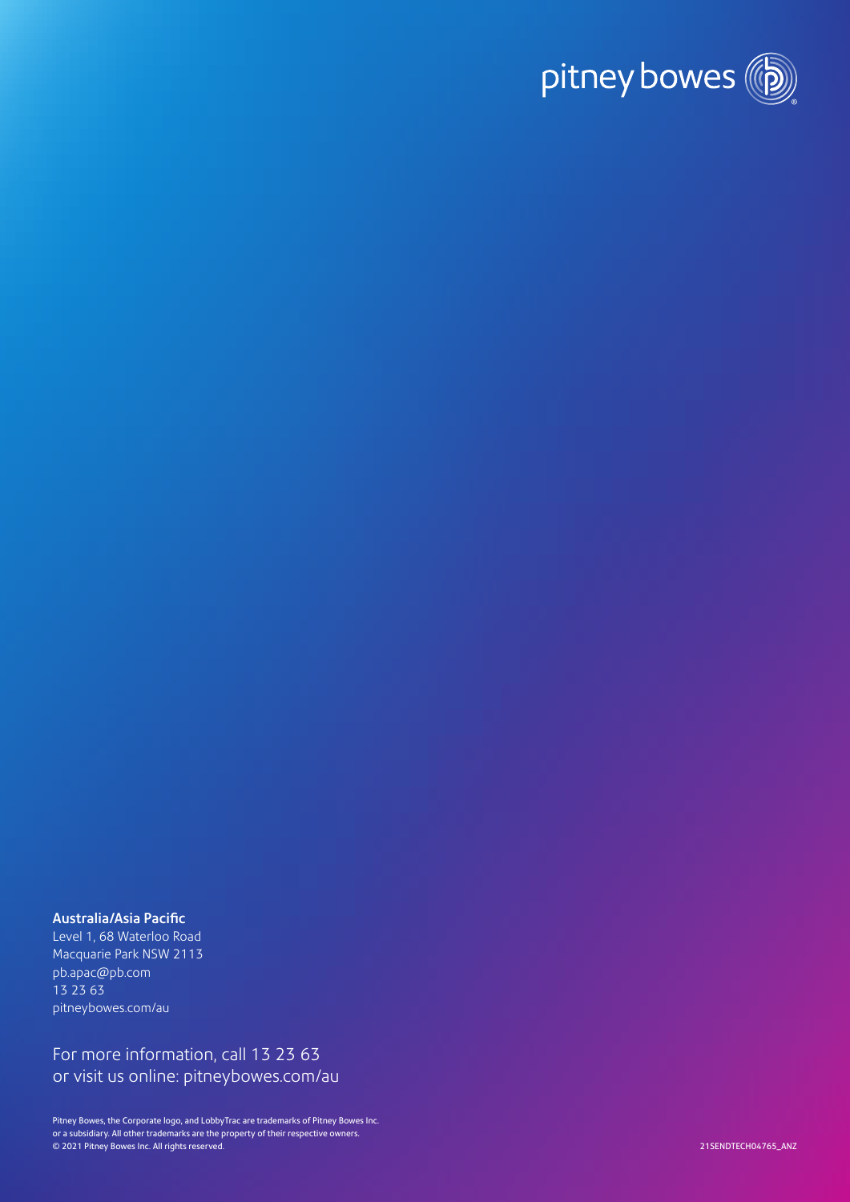pitney bowes

**Australia/Asia Pacific**
Level 1, 68 Waterloo Road
Macquarie Park NSW 2113
pb.apac@pb.com
13 23 63
pitneybowes.com/au

For more information, call 13 23 63
or visit us online: pitneybowes.com/au

Pitney Bowes, the Corporate logo, and LobbyTrac are trademarks of Pitney Bowes Inc. or a subsidiary. All other trademarks are the property of their respective owners.
© 2021 Pitney Bowes Inc. All rights reserved.

21SENDTECH04765_ANZ